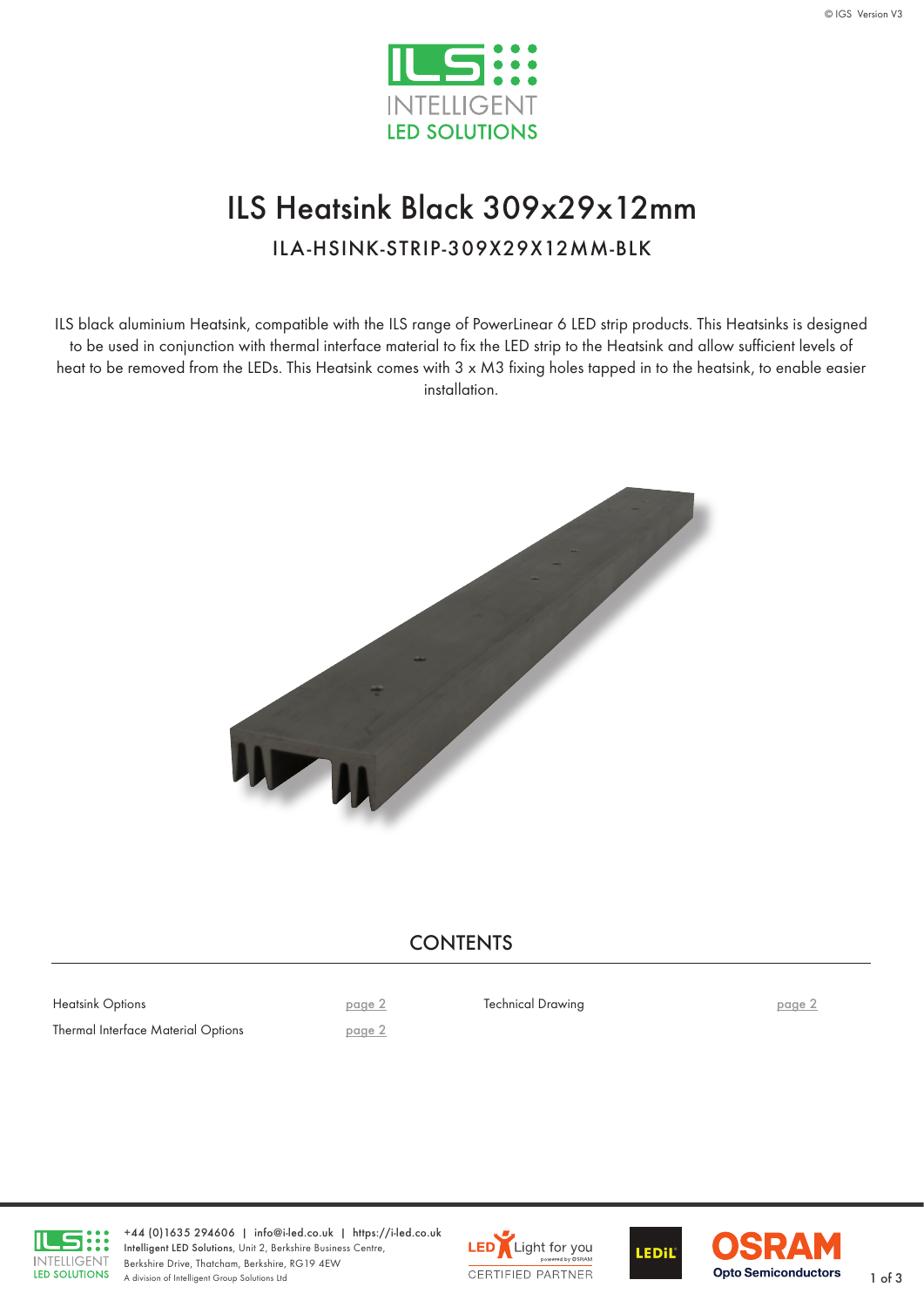# ILS Heatsink Black 309x29x12mm

## ILA-HSINK-STRIP-309X29X12MM-BLK

ILS black aluminium Heatsink, compatible with the ILS range of PowerLinear 6 LED strip products. This Heatsinks is designed to be used in conjunction with thermal interface material to fix the LED strip to the Heatsink and allow sufficient levels of heat to be removed from the LEDs. This Heatsink comes with 3 x M3 fixing holes tapped in to the heatsink, to enable easier installation.

## CONTENTS

| | | | |
|---|---|---|---|
| Heatsink Options | page 2 | Technical Drawing | page 2 |
| Thermal Interface Material Options | page 2 | | |

+44 (0)1635 294606 | info@i-led.co.uk | https://i-led.co.uk
**Intelligent LED Solutions**, Unit 2, Berkshire Business Centre, Berkshire Drive, Thatcham, Berkshire, RG19 4EW
A division of Intelligent Group Solutions Ltd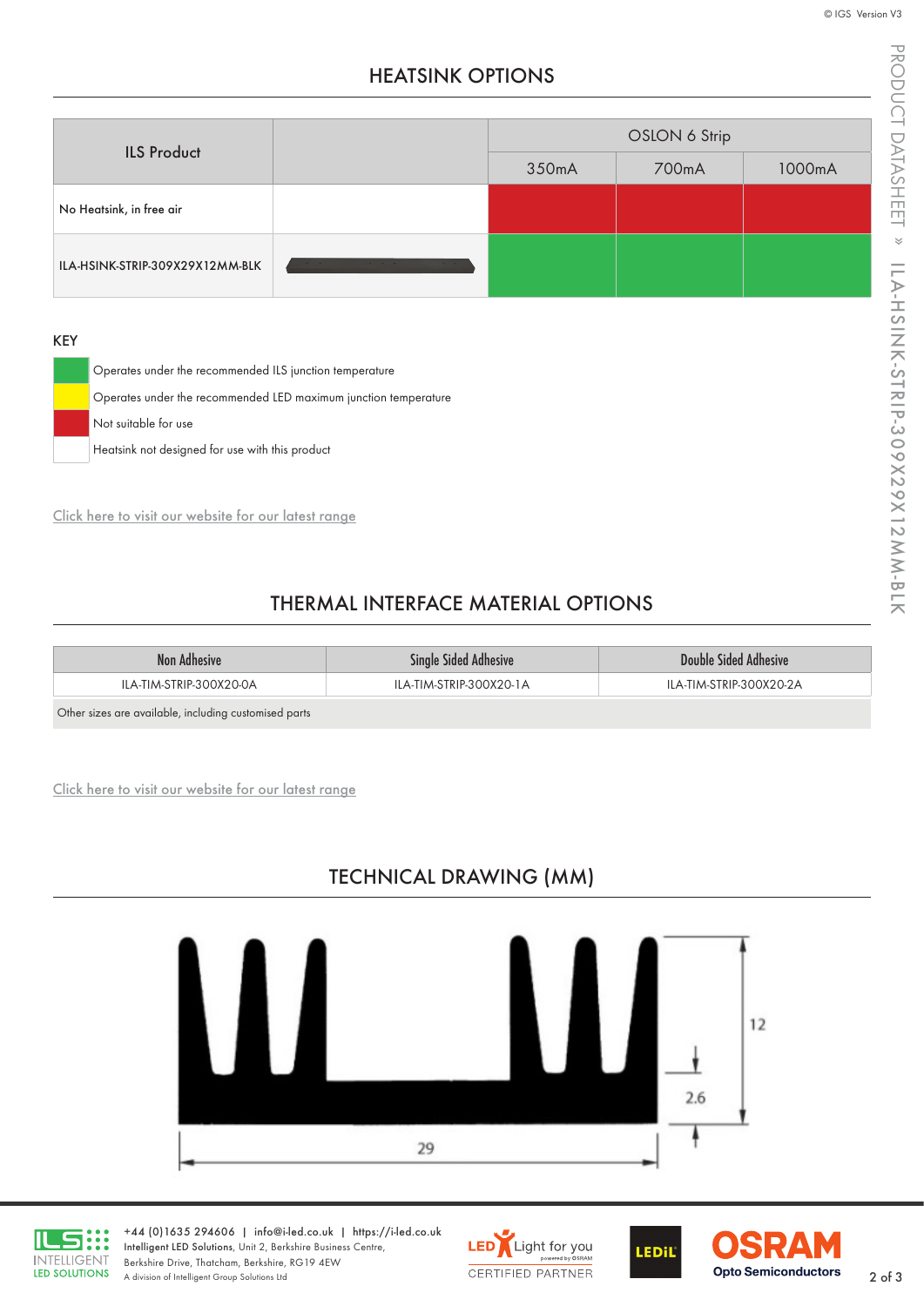## HEATSINK OPTIONS

| ILS Product | | OSLON 6 Strip | | |
|---|---|---|---|---|
| | | 350mA | 700mA | 1000mA |
| No Heatsink, in free air | | Not suitable for use | Not suitable for use | Not suitable for use |
| ILA-HSINK-STRIP-309X29X12MM-BLK | | Operates under the recommended ILS junction temperature | Operates under the recommended ILS junction temperature | Operates under the recommended ILS junction temperature |

### KEY

- Green: Operates under the recommended ILS junction temperature
- Yellow: Operates under the recommended LED maximum junction temperature
- Red: Not suitable for use
- White: Heatsink not designed for use with this product

Click here to visit our website for our latest range

## THERMAL INTERFACE MATERIAL OPTIONS

| Non Adhesive | Single Sided Adhesive | Double Sided Adhesive |
|---|---|---|
| ILA-TIM-STRIP-300X20-0A | ILA-TIM-STRIP-300X20-1A | ILA-TIM-STRIP-300X20-2A |

Other sizes are available, including customised parts

Click here to visit our website for our latest range

## TECHNICAL DRAWING (MM)

Dimensions: 29 (width), 12 (height), 2.6 (base thickness)

+44 (0)1635 294606 | info@i-led.co.uk | https://i-led.co.uk
**Intelligent LED Solutions**, Unit 2, Berkshire Business Centre, Berkshire Drive, Thatcham, Berkshire, RG19 4EW
A division of Intelligent Group Solutions Ltd

LED Light for you CERTIFIED PARTNER | LEDiL | OSRAM Opto Semiconductors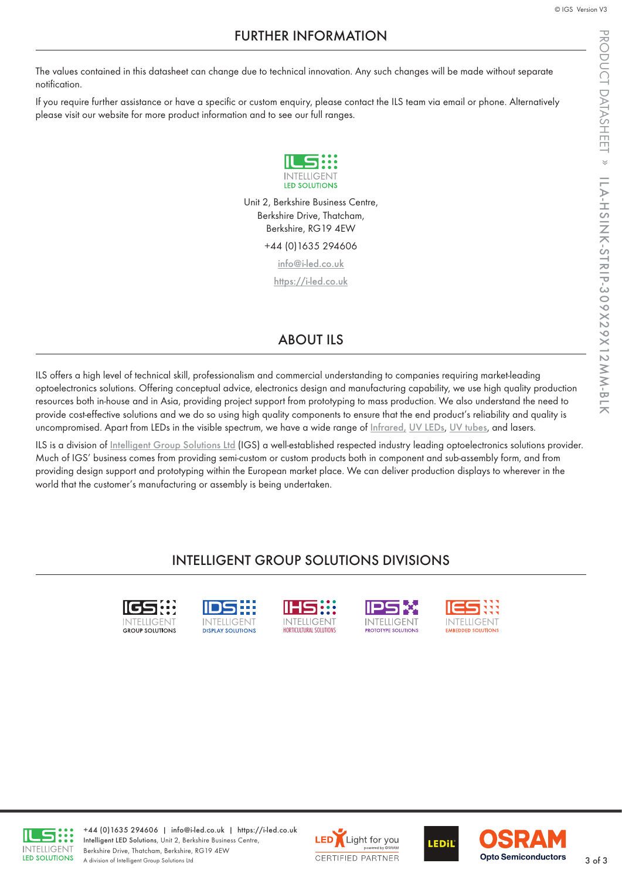## FURTHER INFORMATION

The values contained in this datasheet can change due to technical innovation. Any such changes will be made without separate notification.

If you require further assistance or have a specific or custom enquiry, please contact the ILS team via email or phone. Alternatively please visit our website for more product information and to see our full ranges.

ILS INTELLIGENT LED SOLUTIONS

Unit 2, Berkshire Business Centre,
Berkshire Drive, Thatcham,
Berkshire, RG19 4EW

+44 (0)1635 294606

info@i-led.co.uk

https://i-led.co.uk

## ABOUT ILS

ILS offers a high level of technical skill, professionalism and commercial understanding to companies requiring market-leading optoelectronics solutions. Offering conceptual advice, electronics design and manufacturing capability, we use high quality production resources both in-house and in Asia, providing project support from prototyping to mass production. We also understand the need to provide cost-effective solutions and we do so using high quality components to ensure that the end product's reliability and quality is uncompromised. Apart from LEDs in the visible spectrum, we have a wide range of Infrared, UV LEDs, UV tubes, and lasers.

ILS is a division of Intelligent Group Solutions Ltd (IGS) a well-established respected industry leading optoelectronics solutions provider. Much of IGS' business comes from providing semi-custom or custom products both in component and sub-assembly form, and from providing design support and prototyping within the European market place. We can deliver production displays to wherever in the world that the customer's manufacturing or assembly is being undertaken.

## INTELLIGENT GROUP SOLUTIONS DIVISIONS

IGS INTELLIGENT GROUP SOLUTIONS | IDS INTELLIGENT DISPLAY SOLUTIONS | IHS INTELLIGENT HORTICULTURAL SOLUTIONS | IPS INTELLIGENT PROTOTYPE SOLUTIONS | IES INTELLIGENT EMBEDDED SOLUTIONS